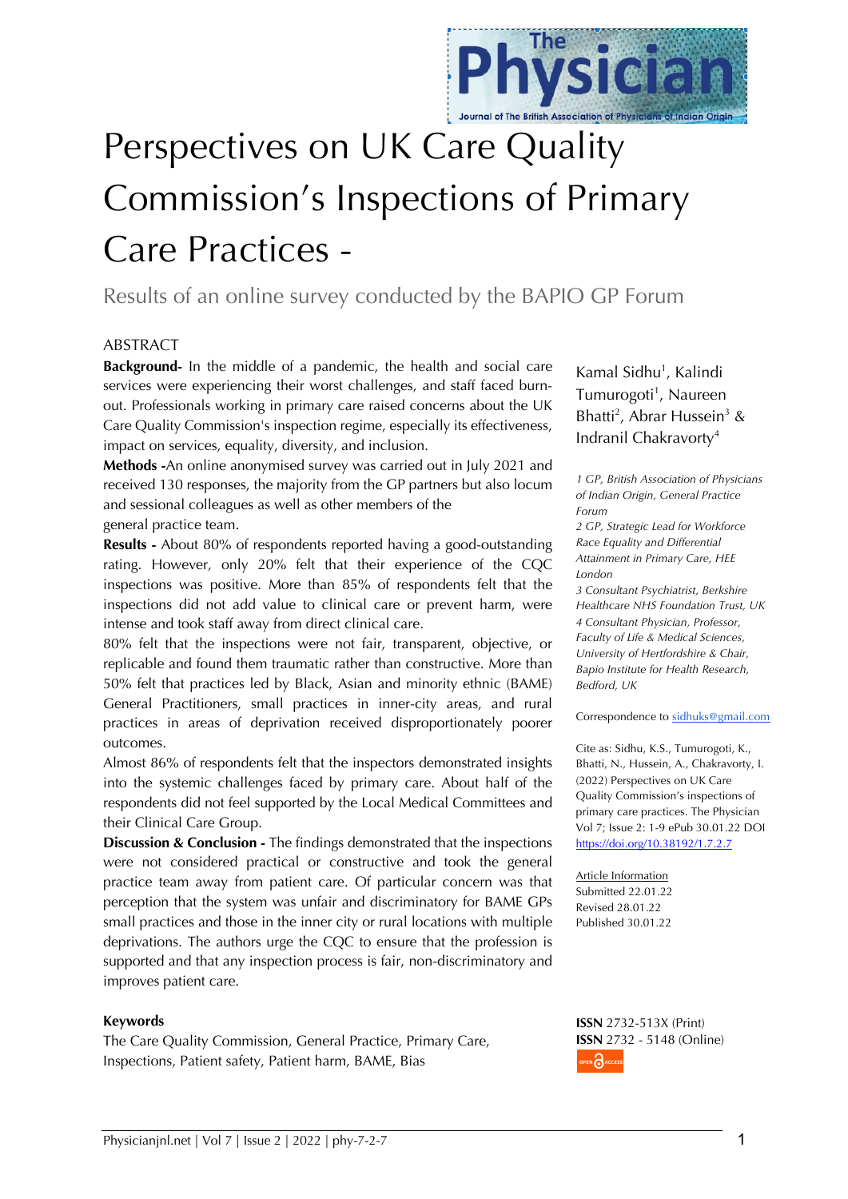# Perspectives on UK Care Quality Commission's Inspections of Primary Care Practices -

## Results of an online survey conducted by the BAPIO GP Forum

Kamal Sidhu[1], Kalindi Tumurogoti[1], Naureen Bhatti[2], Abrar Hussein[3] & Indranil Chakravorty[4]

*1 GP, British Association of Physicians of Indian Origin, General Practice Forum*
*2 GP, Strategic Lead for Workforce Race Equality and Differential Attainment in Primary Care, HEE London*
*3 Consultant Psychiatrist, Berkshire Healthcare NHS Foundation Trust, UK*
*4 Consultant Physician, Professor, Faculty of Life & Medical Sciences, University of Hertfordshire & Chair, Bapio Institute for Health Research, Bedford, UK*

Correspondence to sidhuks@gmail.com

Cite as: Sidhu, K.S., Tumurogoti, K., Bhatti, N., Hussein, A., Chakravorty, I. (2022) Perspectives on UK Care Quality Commission's inspections of primary care practices. The Physician Vol 7; Issue 2: 1-9 ePub 30.01.22 DOI https://doi.org/10.38192/1.7.2.7

Article Information
Submitted 22.01.22
Revised 28.01.22
Published 30.01.22

**ISSN** 2732-513X (Print)
**ISSN** 2732 - 5148 (Online)

### ABSTRACT

**Background-** In the middle of a pandemic, the health and social care services were experiencing their worst challenges, and staff faced burn-out. Professionals working in primary care raised concerns about the UK Care Quality Commission's inspection regime, especially its effectiveness, impact on services, equality, diversity, and inclusion.

**Methods -**An online anonymised survey was carried out in July 2021 and received 130 responses, the majority from the GP partners but also locum and sessional colleagues as well as other members of the general practice team.

**Results -** About 80% of respondents reported having a good-outstanding rating. However, only 20% felt that their experience of the CQC inspections was positive. More than 85% of respondents felt that the inspections did not add value to clinical care or prevent harm, were intense and took staff away from direct clinical care.

80% felt that the inspections were not fair, transparent, objective, or replicable and found them traumatic rather than constructive. More than 50% felt that practices led by Black, Asian and minority ethnic (BAME) General Practitioners, small practices in inner-city areas, and rural practices in areas of deprivation received disproportionately poorer outcomes.

Almost 86% of respondents felt that the inspectors demonstrated insights into the systemic challenges faced by primary care. About half of the respondents did not feel supported by the Local Medical Committees and their Clinical Care Group.

**Discussion & Conclusion -** The findings demonstrated that the inspections were not considered practical or constructive and took the general practice team away from patient care. Of particular concern was that perception that the system was unfair and discriminatory for BAME GPs small practices and those in the inner city or rural locations with multiple deprivations. The authors urge the CQC to ensure that the profession is supported and that any inspection process is fair, non-discriminatory and improves patient care.

**Keywords**

The Care Quality Commission, General Practice, Primary Care, Inspections, Patient safety, Patient harm, BAME, Bias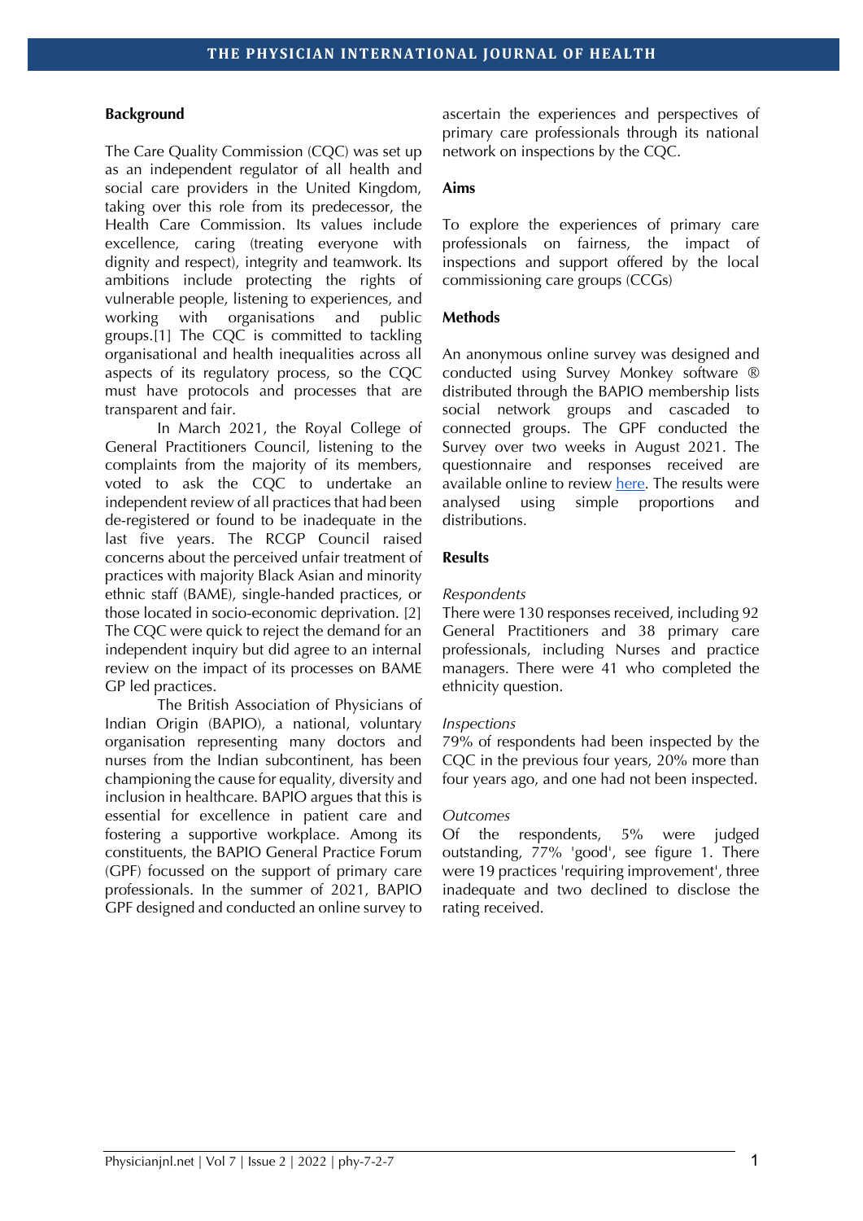## Background

The Care Quality Commission (CQC) was set up as an independent regulator of all health and social care providers in the United Kingdom, taking over this role from its predecessor, the Health Care Commission. Its values include excellence, caring (treating everyone with dignity and respect), integrity and teamwork. Its ambitions include protecting the rights of vulnerable people, listening to experiences, and working with organisations and public groups.[1] The CQC is committed to tackling organisational and health inequalities across all aspects of its regulatory process, so the CQC must have protocols and processes that are transparent and fair.

In March 2021, the Royal College of General Practitioners Council, listening to the complaints from the majority of its members, voted to ask the CQC to undertake an independent review of all practices that had been de-registered or found to be inadequate in the last five years. The RCGP Council raised concerns about the perceived unfair treatment of practices with majority Black Asian and minority ethnic staff (BAME), single-handed practices, or those located in socio-economic deprivation. [2] The CQC were quick to reject the demand for an independent inquiry but did agree to an internal review on the impact of its processes on BAME GP led practices.

The British Association of Physicians of Indian Origin (BAPIO), a national, voluntary organisation representing many doctors and nurses from the Indian subcontinent, has been championing the cause for equality, diversity and inclusion in healthcare. BAPIO argues that this is essential for excellence in patient care and fostering a supportive workplace. Among its constituents, the BAPIO General Practice Forum (GPF) focussed on the support of primary care professionals. In the summer of 2021, BAPIO GPF designed and conducted an online survey to ascertain the experiences and perspectives of primary care professionals through its national network on inspections by the CQC.

## Aims

To explore the experiences of primary care professionals on fairness, the impact of inspections and support offered by the local commissioning care groups (CCGs)

## Methods

An anonymous online survey was designed and conducted using Survey Monkey software ® distributed through the BAPIO membership lists social network groups and cascaded to connected groups. The GPF conducted the Survey over two weeks in August 2021. The questionnaire and responses received are available online to review here. The results were analysed using simple proportions and distributions.

## Results

*Respondents*

There were 130 responses received, including 92 General Practitioners and 38 primary care professionals, including Nurses and practice managers. There were 41 who completed the ethnicity question.

*Inspections*

79% of respondents had been inspected by the CQC in the previous four years, 20% more than four years ago, and one had not been inspected.

*Outcomes*

Of the respondents, 5% were judged outstanding, 77% 'good', see figure 1. There were 19 practices 'requiring improvement', three inadequate and two declined to disclose the rating received.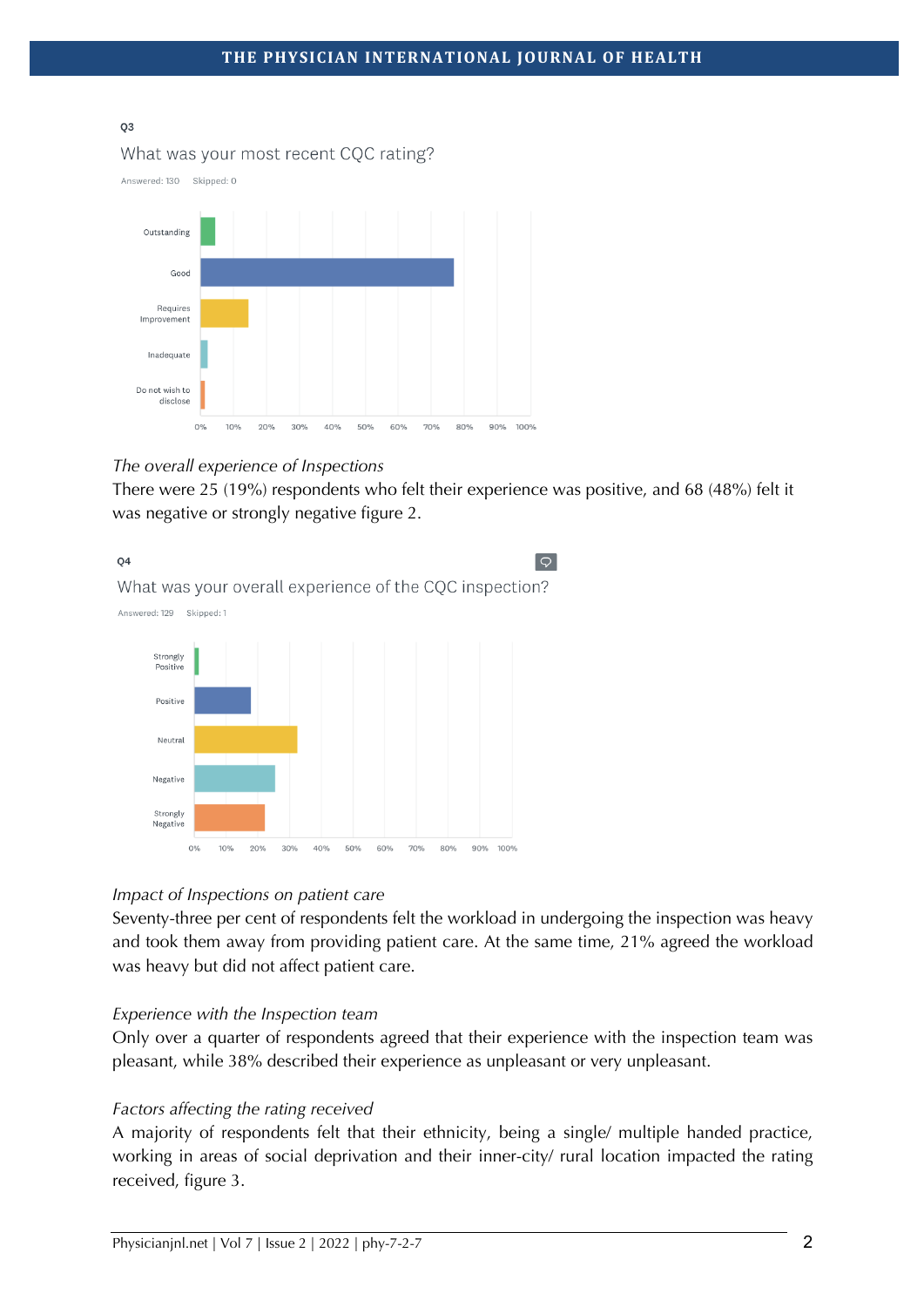Q3

What was your most recent CQC rating?

Answered: 130 Skipped: 0

*The overall experience of Inspections*

There were 25 (19%) respondents who felt their experience was positive, and 68 (48%) felt it was negative or strongly negative figure 2.

Q4

What was your overall experience of the CQC inspection?

Answered: 129 Skipped: 1

*Impact of Inspections on patient care*

Seventy-three per cent of respondents felt the workload in undergoing the inspection was heavy and took them away from providing patient care. At the same time, 21% agreed the workload was heavy but did not affect patient care.

*Experience with the Inspection team*

Only over a quarter of respondents agreed that their experience with the inspection team was pleasant, while 38% described their experience as unpleasant or very unpleasant.

*Factors affecting the rating received*

A majority of respondents felt that their ethnicity, being a single/ multiple handed practice, working in areas of social deprivation and their inner-city/ rural location impacted the rating received, figure 3.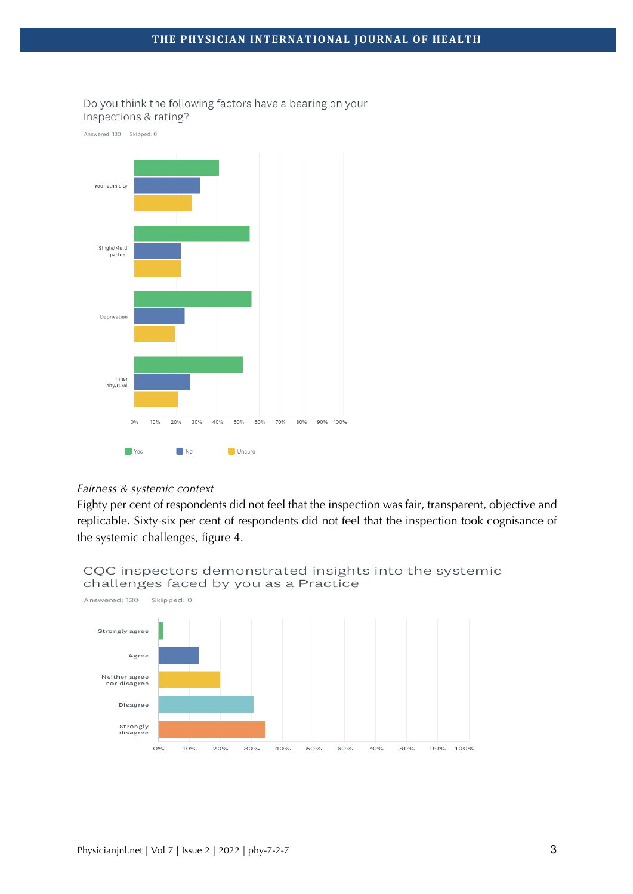Do you think the following factors have a bearing on your Inspections & rating?

Answered: 130 Skipped: 0

Your ethnicity

Single/Multi partner

Deprivation

Inner city/rural

0% 10% 20% 30% 40% 50% 60% 70% 80% 90% 100%

Yes No Unsure

*Fairness & systemic context*

Eighty per cent of respondents did not feel that the inspection was fair, transparent, objective and replicable. Sixty-six per cent of respondents did not feel that the inspection took cognisance of the systemic challenges, figure 4.

CQC inspectors demonstrated insights into the systemic challenges faced by you as a Practice

Answered: 130 Skipped: 0

Strongly agree

Agree

Neither agree nor disagree

Disagree

Strongly disagree

0% 10% 20% 30% 40% 50% 60% 70% 80% 90% 100%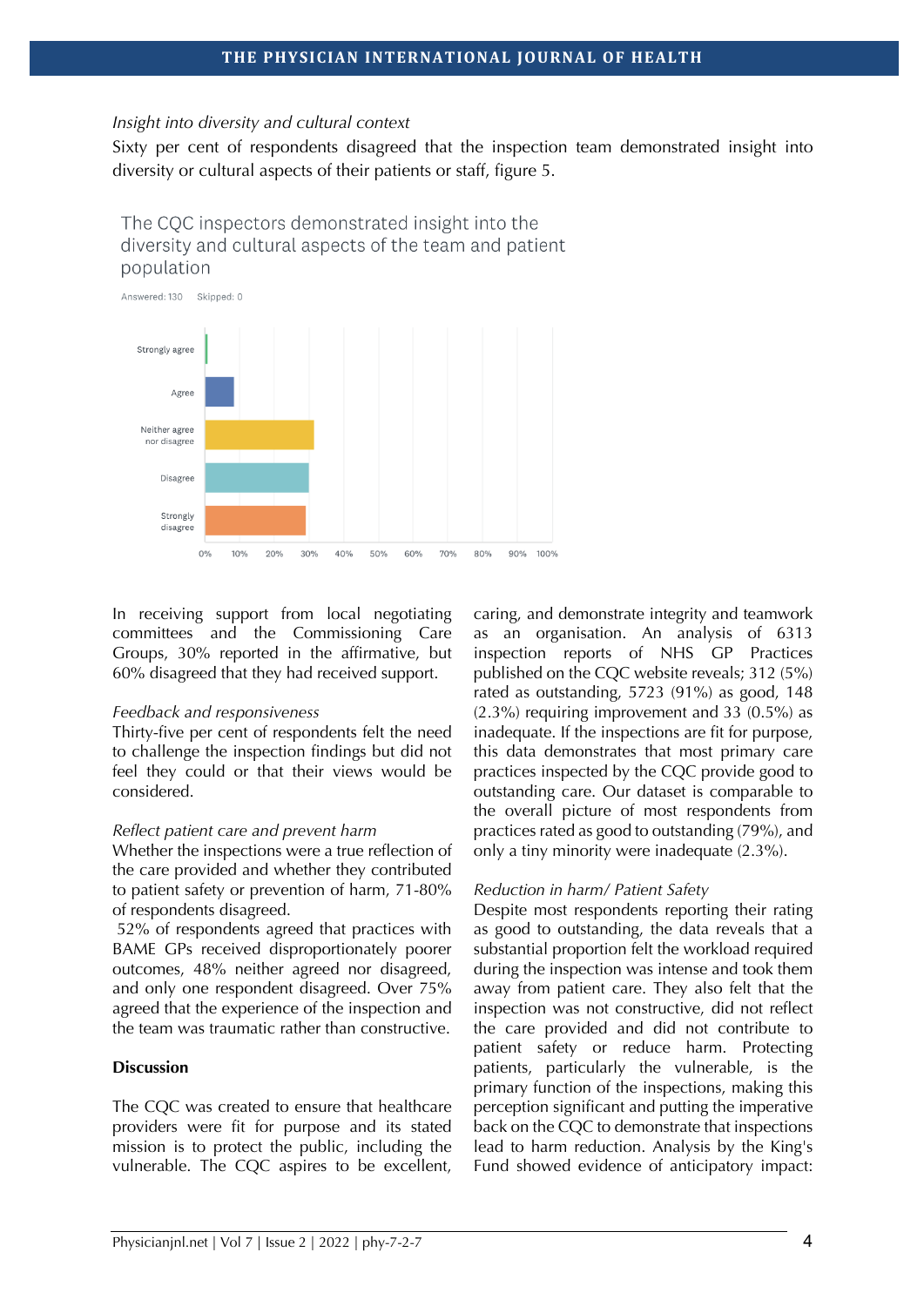*Insight into diversity and cultural context*

Sixty per cent of respondents disagreed that the inspection team demonstrated insight into diversity or cultural aspects of their patients or staff, figure 5.

The CQC inspectors demonstrated insight into the diversity and cultural aspects of the team and patient population

Answered: 130 Skipped: 0

Strongly agree

Agree

Neither agree nor disagree

Disagree

Strongly disagree

0% 10% 20% 30% 40% 50% 60% 70% 80% 90% 100%

In receiving support from local negotiating committees and the Commissioning Care Groups, 30% reported in the affirmative, but 60% disagreed that they had received support.

*Feedback and responsiveness*

Thirty-five per cent of respondents felt the need to challenge the inspection findings but did not feel they could or that their views would be considered.

*Reflect patient care and prevent harm*

Whether the inspections were a true reflection of the care provided and whether they contributed to patient safety or prevention of harm, 71-80% of respondents disagreed.

52% of respondents agreed that practices with BAME GPs received disproportionately poorer outcomes, 48% neither agreed nor disagreed, and only one respondent disagreed. Over 75% agreed that the experience of the inspection and the team was traumatic rather than constructive.

**Discussion**

The CQC was created to ensure that healthcare providers were fit for purpose and its stated mission is to protect the public, including the vulnerable. The CQC aspires to be excellent, caring, and demonstrate integrity and teamwork as an organisation. An analysis of 6313 inspection reports of NHS GP Practices published on the CQC website reveals; 312 (5%) rated as outstanding, 5723 (91%) as good, 148 (2.3%) requiring improvement and 33 (0.5%) as inadequate. If the inspections are fit for purpose, this data demonstrates that most primary care practices inspected by the CQC provide good to outstanding care. Our dataset is comparable to the overall picture of most respondents from practices rated as good to outstanding (79%), and only a tiny minority were inadequate (2.3%).

*Reduction in harm/ Patient Safety*

Despite most respondents reporting their rating as good to outstanding, the data reveals that a substantial proportion felt the workload required during the inspection was intense and took them away from patient care. They also felt that the inspection was not constructive, did not reflect the care provided and did not contribute to patient safety or reduce harm. Protecting patients, particularly the vulnerable, is the primary function of the inspections, making this perception significant and putting the imperative back on the CQC to demonstrate that inspections lead to harm reduction. Analysis by the King's Fund showed evidence of anticipatory impact: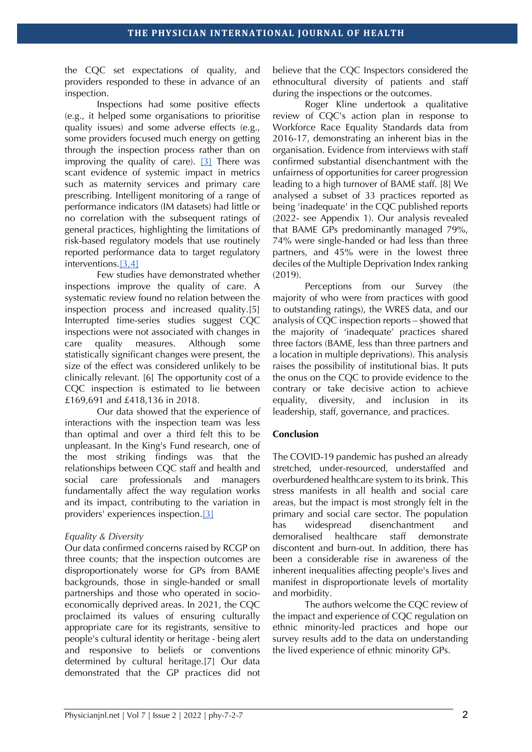the CQC set expectations of quality, and providers responded to these in advance of an inspection.

Inspections had some positive effects (e.g., it helped some organisations to prioritise quality issues) and some adverse effects (e.g., some providers focused much energy on getting through the inspection process rather than on improving the quality of care). [3] There was scant evidence of systemic impact in metrics such as maternity services and primary care prescribing. Intelligent monitoring of a range of performance indicators (IM datasets) had little or no correlation with the subsequent ratings of general practices, highlighting the limitations of risk-based regulatory models that use routinely reported performance data to target regulatory interventions.[3,4]

Few studies have demonstrated whether inspections improve the quality of care. A systematic review found no relation between the inspection process and increased quality.[5] Interrupted time-series studies suggest CQC inspections were not associated with changes in care quality measures. Although some statistically significant changes were present, the size of the effect was considered unlikely to be clinically relevant. [6] The opportunity cost of a CQC inspection is estimated to lie between £169,691 and £418,136 in 2018.

Our data showed that the experience of interactions with the inspection team was less than optimal and over a third felt this to be unpleasant. In the King's Fund research, one of the most striking findings was that the relationships between CQC staff and health and social care professionals and managers fundamentally affect the way regulation works and its impact, contributing to the variation in providers' experiences inspection.[3]

*Equality & Diversity*

Our data confirmed concerns raised by RCGP on three counts; that the inspection outcomes are disproportionately worse for GPs from BAME backgrounds, those in single-handed or small partnerships and those who operated in socio-economically deprived areas. In 2021, the CQC proclaimed its values of ensuring culturally appropriate care for its registrants, sensitive to people's cultural identity or heritage - being alert and responsive to beliefs or conventions determined by cultural heritage.[7] Our data demonstrated that the GP practices did not believe that the CQC Inspectors considered the ethnocultural diversity of patients and staff during the inspections or the outcomes.

Roger Kline undertook a qualitative review of CQC's action plan in response to Workforce Race Equality Standards data from 2016-17, demonstrating an inherent bias in the organisation. Evidence from interviews with staff confirmed substantial disenchantment with the unfairness of opportunities for career progression leading to a high turnover of BAME staff. [8] We analysed a subset of 33 practices reported as being 'inadequate' in the CQC published reports (2022- see Appendix 1). Our analysis revealed that BAME GPs predominantly managed 79%, 74% were single-handed or had less than three partners, and 45% were in the lowest three deciles of the Multiple Deprivation Index ranking (2019).

Perceptions from our Survey (the majority of who were from practices with good to outstanding ratings), the WRES data, and our analysis of CQC inspection reports – showed that the majority of 'inadequate' practices shared three factors (BAME, less than three partners and a location in multiple deprivations). This analysis raises the possibility of institutional bias. It puts the onus on the CQC to provide evidence to the contrary or take decisive action to achieve equality, diversity, and inclusion in its leadership, staff, governance, and practices.

**Conclusion**

The COVID-19 pandemic has pushed an already stretched, under-resourced, understaffed and overburdened healthcare system to its brink. This stress manifests in all health and social care areas, but the impact is most strongly felt in the primary and social care sector. The population has widespread disenchantment and demoralised healthcare staff demonstrate discontent and burn-out. In addition, there has been a considerable rise in awareness of the inherent inequalities affecting people's lives and manifest in disproportionate levels of mortality and morbidity.

The authors welcome the CQC review of the impact and experience of CQC regulation on ethnic minority-led practices and hope our survey results add to the data on understanding the lived experience of ethnic minority GPs.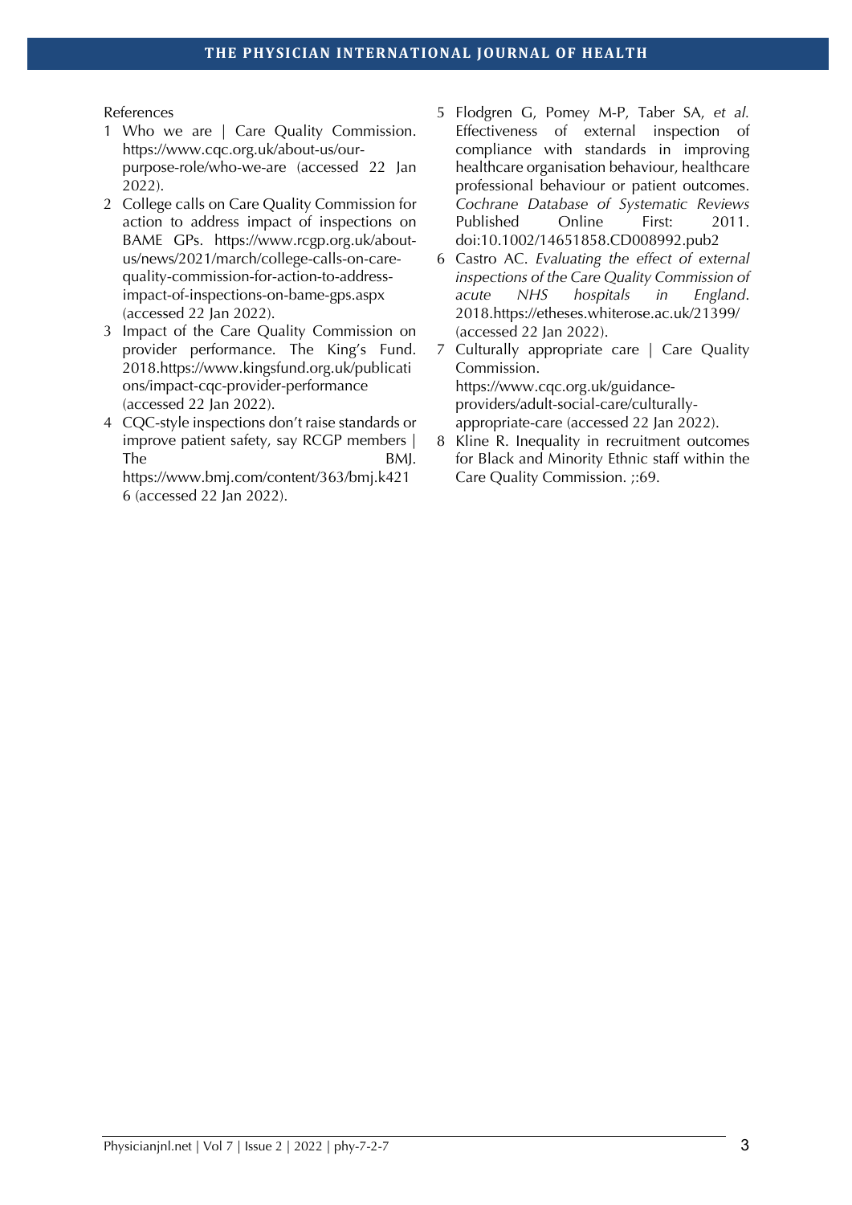References

1. Who we are | Care Quality Commission. https://www.cqc.org.uk/about-us/our-purpose-role/who-we-are (accessed 22 Jan 2022).
2. College calls on Care Quality Commission for action to address impact of inspections on BAME GPs. https://www.rcgp.org.uk/about-us/news/2021/march/college-calls-on-care-quality-commission-for-action-to-address-impact-of-inspections-on-bame-gps.aspx (accessed 22 Jan 2022).
3. Impact of the Care Quality Commission on provider performance. The King's Fund. 2018.https://www.kingsfund.org.uk/publications/impact-cqc-provider-performance (accessed 22 Jan 2022).
4. CQC-style inspections don't raise standards or improve patient safety, say RCGP members | The BMJ. https://www.bmj.com/content/363/bmj.k4216 (accessed 22 Jan 2022).
5. Flodgren G, Pomey M-P, Taber SA, *et al.* Effectiveness of external inspection of compliance with standards in improving healthcare organisation behaviour, healthcare professional behaviour or patient outcomes. *Cochrane Database of Systematic Reviews* Published Online First: 2011. doi:10.1002/14651858.CD008992.pub2
6. Castro AC. *Evaluating the effect of external inspections of the Care Quality Commission of acute NHS hospitals in England*. 2018.https://etheses.whiterose.ac.uk/21399/ (accessed 22 Jan 2022).
7. Culturally appropriate care | Care Quality Commission. https://www.cqc.org.uk/guidance-providers/adult-social-care/culturally-appropriate-care (accessed 22 Jan 2022).
8. Kline R. Inequality in recruitment outcomes for Black and Minority Ethnic staff within the Care Quality Commission. ;:69.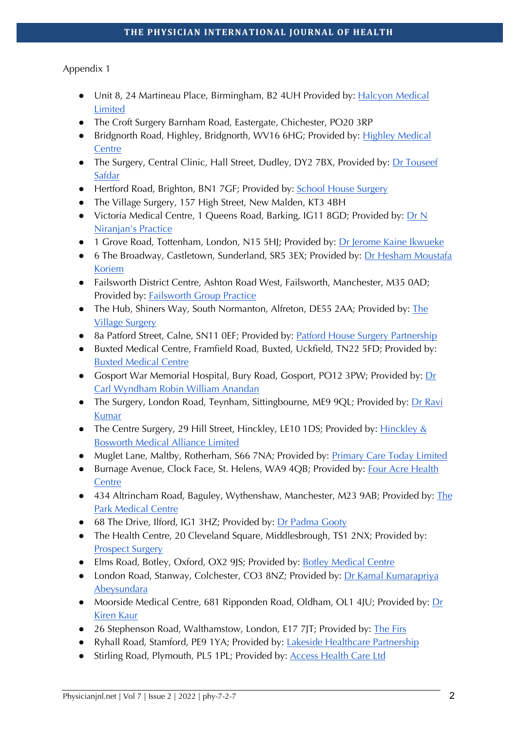Appendix 1

- Unit 8, 24 Martineau Place, Birmingham, B2 4UH Provided by: Halcyon Medical Limited
- The Croft Surgery Barnham Road, Eastergate, Chichester, PO20 3RP
- Bridgnorth Road, Highley, Bridgnorth, WV16 6HG; Provided by: Highley Medical Centre
- The Surgery, Central Clinic, Hall Street, Dudley, DY2 7BX, Provided by: Dr Touseef Safdar
- Hertford Road, Brighton, BN1 7GF; Provided by: School House Surgery
- The Village Surgery, 157 High Street, New Malden, KT3 4BH
- Victoria Medical Centre, 1 Queens Road, Barking, IG11 8GD; Provided by: Dr N Niranjan's Practice
- 1 Grove Road, Tottenham, London, N15 5HJ; Provided by: Dr Jerome Kaine Ikwueke
- 6 The Broadway, Castletown, Sunderland, SR5 3EX; Provided by: Dr Hesham Moustafa Koriem
- Failsworth District Centre, Ashton Road West, Failsworth, Manchester, M35 0AD; Provided by: Failsworth Group Practice
- The Hub, Shiners Way, South Normanton, Alfreton, DE55 2AA; Provided by: The Village Surgery
- 8a Patford Street, Calne, SN11 0EF; Provided by: Patford House Surgery Partnership
- Buxted Medical Centre, Framfield Road, Buxted, Uckfield, TN22 5FD; Provided by: Buxted Medical Centre
- Gosport War Memorial Hospital, Bury Road, Gosport, PO12 3PW; Provided by: Dr Carl Wyndham Robin William Anandan
- The Surgery, London Road, Teynham, Sittingbourne, ME9 9QL; Provided by: Dr Ravi Kumar
- The Centre Surgery, 29 Hill Street, Hinckley, LE10 1DS; Provided by: Hinckley & Bosworth Medical Alliance Limited
- Muglet Lane, Maltby, Rotherham, S66 7NA; Provided by: Primary Care Today Limited
- Burnage Avenue, Clock Face, St. Helens, WA9 4QB; Provided by: Four Acre Health Centre
- 434 Altrincham Road, Baguley, Wythenshaw, Manchester, M23 9AB; Provided by: The Park Medical Centre
- 68 The Drive, Ilford, IG1 3HZ; Provided by: Dr Padma Gooty
- The Health Centre, 20 Cleveland Square, Middlesbrough, TS1 2NX; Provided by: Prospect Surgery
- Elms Road, Botley, Oxford, OX2 9JS; Provided by: Botley Medical Centre
- London Road, Stanway, Colchester, CO3 8NZ; Provided by: Dr Kamal Kumarapriya Abeysundara
- Moorside Medical Centre, 681 Ripponden Road, Oldham, OL1 4JU; Provided by: Dr Kiren Kaur
- 26 Stephenson Road, Walthamstow, London, E17 7JT; Provided by: The Firs
- Ryhall Road, Stamford, PE9 1YA; Provided by: Lakeside Healthcare Partnership
- Stirling Road, Plymouth, PL5 1PL; Provided by: Access Health Care Ltd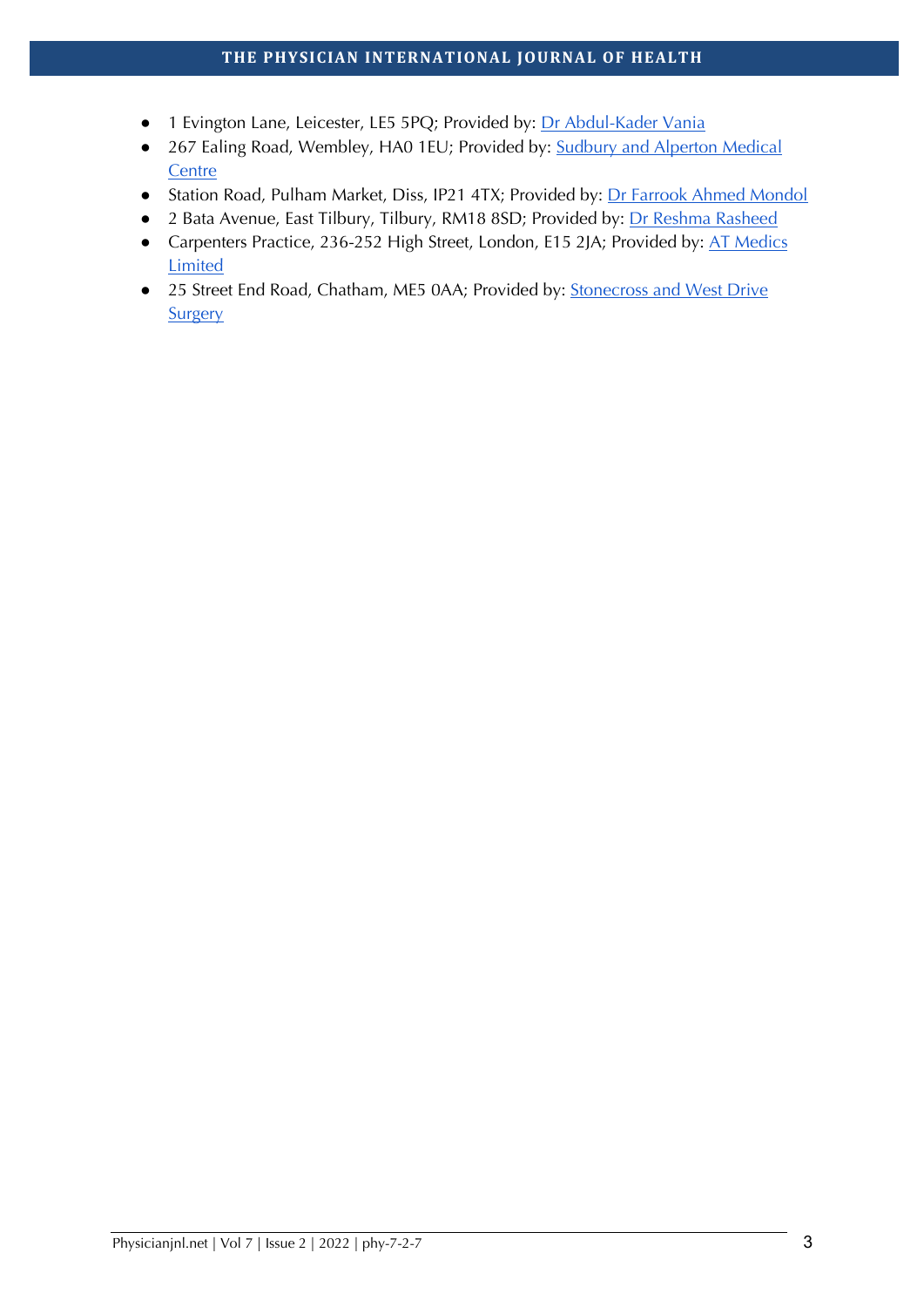- 1 Evington Lane, Leicester, LE5 5PQ; Provided by: Dr Abdul-Kader Vania
- 267 Ealing Road, Wembley, HA0 1EU; Provided by: Sudbury and Alperton Medical Centre
- Station Road, Pulham Market, Diss, IP21 4TX; Provided by: Dr Farrook Ahmed Mondol
- 2 Bata Avenue, East Tilbury, Tilbury, RM18 8SD; Provided by: Dr Reshma Rasheed
- Carpenters Practice, 236-252 High Street, London, E15 2JA; Provided by: AT Medics Limited
- 25 Street End Road, Chatham, ME5 0AA; Provided by: Stonecross and West Drive Surgery